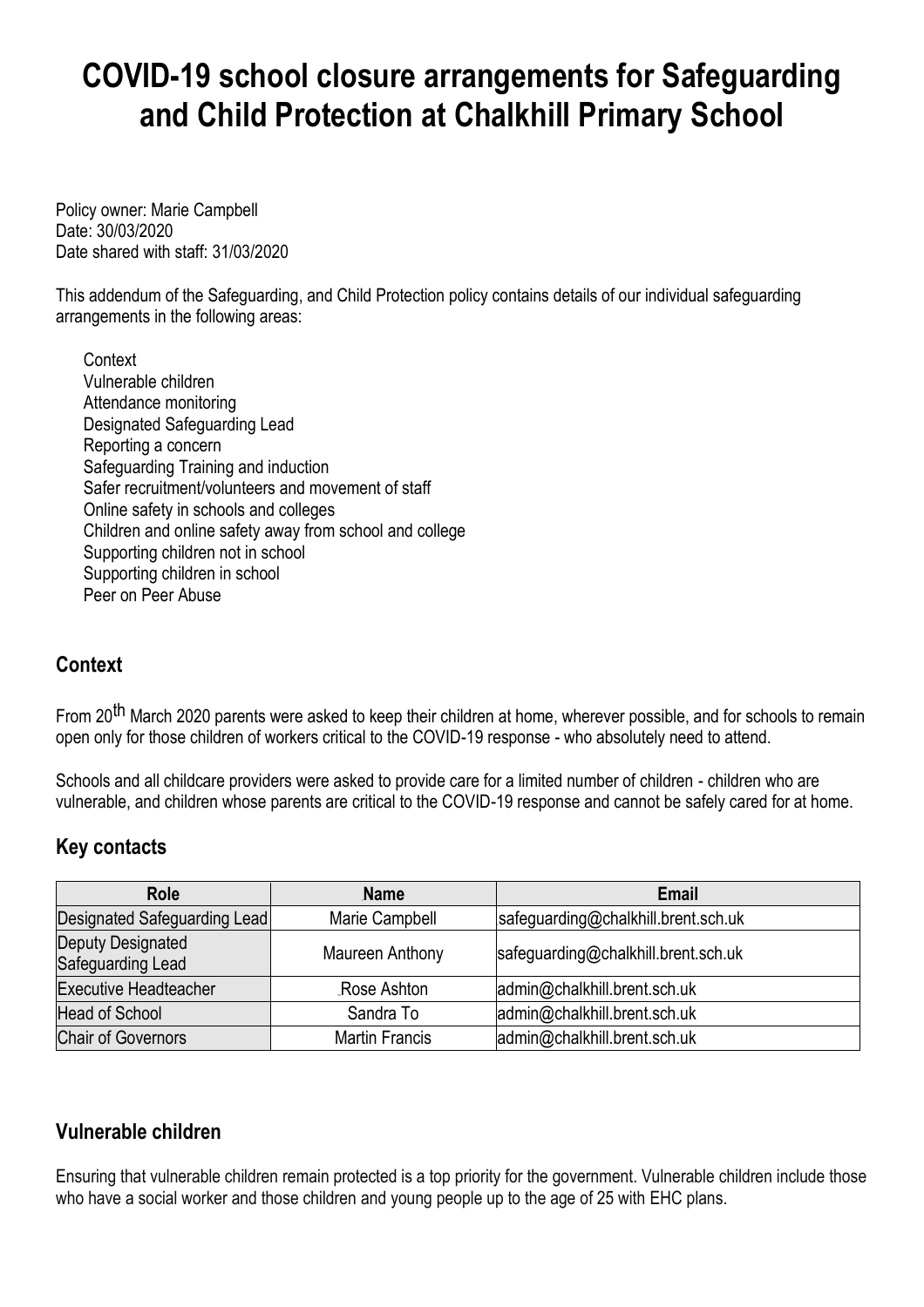# COVID-19 school closure arrangements for Safeguarding and Child Protection at Chalkhill Primary School

Policy owner: Marie Campbell
Date: 30/03/2020
Date shared with staff: 31/03/2020

This addendum of the Safeguarding, and Child Protection policy contains details of our individual safeguarding arrangements in the following areas:

- Context
- Vulnerable children
- Attendance monitoring
- Designated Safeguarding Lead
- Reporting a concern
- Safeguarding Training and induction
- Safer recruitment/volunteers and movement of staff
- Online safety in schools and colleges
- Children and online safety away from school and college
- Supporting children not in school
- Supporting children in school
- Peer on Peer Abuse

## Context

From 20th March 2020 parents were asked to keep their children at home, wherever possible, and for schools to remain open only for those children of workers critical to the COVID-19 response - who absolutely need to attend.

Schools and all childcare providers were asked to provide care for a limited number of children - children who are vulnerable, and children whose parents are critical to the COVID-19 response and cannot be safely cared for at home.

## Key contacts

| Role | Name | Email |
|---|---|---|
| Designated Safeguarding Lead | Marie Campbell | safeguarding@chalkhill.brent.sch.uk |
| Deputy Designated Safeguarding Lead | Maureen Anthony | safeguarding@chalkhill.brent.sch.uk |
| Executive Headteacher | Rose Ashton | admin@chalkhill.brent.sch.uk |
| Head of School | Sandra To | admin@chalkhill.brent.sch.uk |
| Chair of Governors | Martin Francis | admin@chalkhill.brent.sch.uk |

## Vulnerable children

Ensuring that vulnerable children remain protected is a top priority for the government. Vulnerable children include those who have a social worker and those children and young people up to the age of 25 with EHC plans.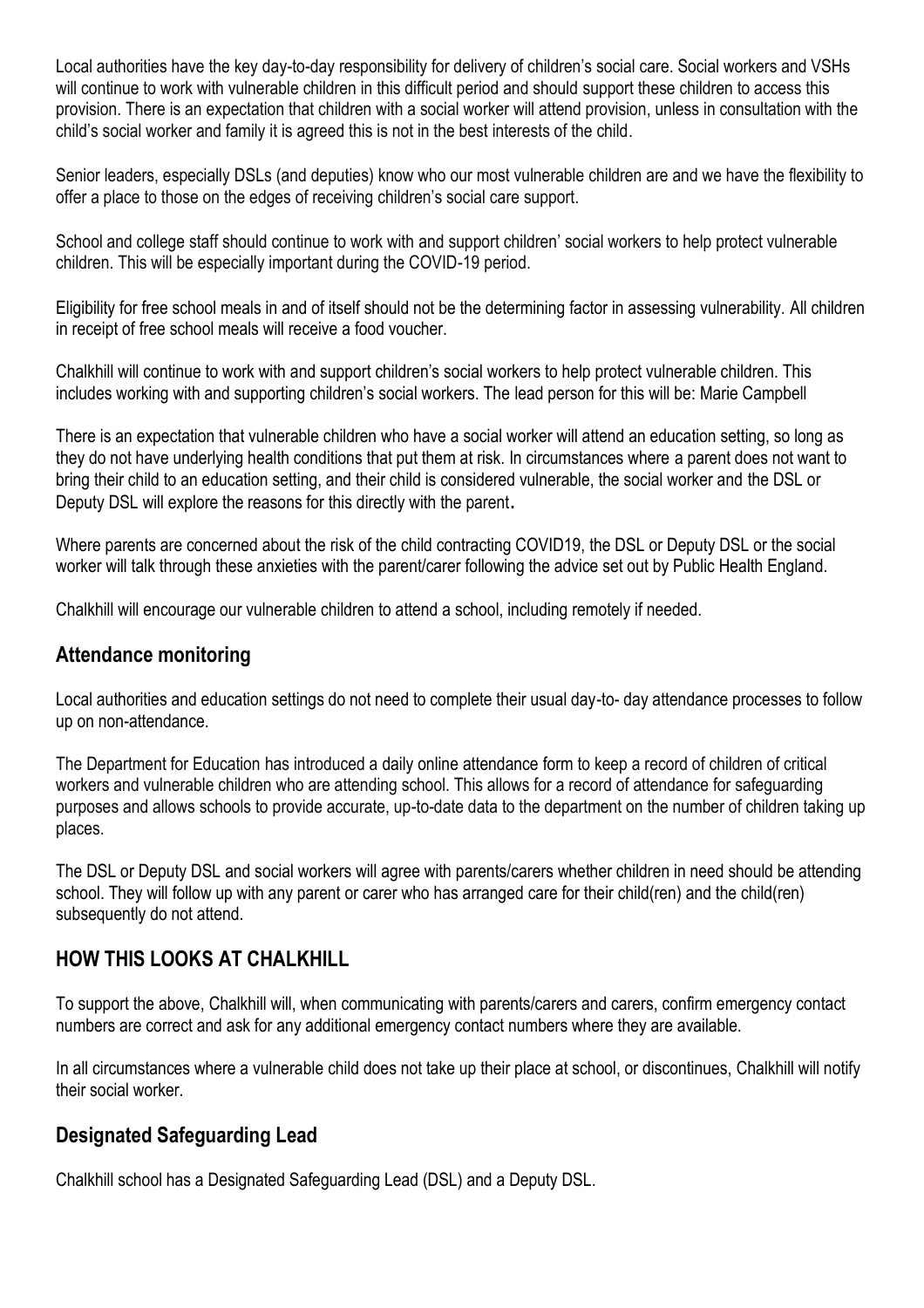Local authorities have the key day-to-day responsibility for delivery of children's social care. Social workers and VSHs will continue to work with vulnerable children in this difficult period and should support these children to access this provision. There is an expectation that children with a social worker will attend provision, unless in consultation with the child's social worker and family it is agreed this is not in the best interests of the child.

Senior leaders, especially DSLs (and deputies) know who our most vulnerable children are and we have the flexibility to offer a place to those on the edges of receiving children's social care support.

School and college staff should continue to work with and support children' social workers to help protect vulnerable children. This will be especially important during the COVID-19 period.

Eligibility for free school meals in and of itself should not be the determining factor in assessing vulnerability. All children in receipt of free school meals will receive a food voucher.

Chalkhill will continue to work with and support children's social workers to help protect vulnerable children. This includes working with and supporting children's social workers. The lead person for this will be: Marie Campbell

There is an expectation that vulnerable children who have a social worker will attend an education setting, so long as they do not have underlying health conditions that put them at risk. In circumstances where a parent does not want to bring their child to an education setting, and their child is considered vulnerable, the social worker and the DSL or Deputy DSL will explore the reasons for this directly with the parent.

Where parents are concerned about the risk of the child contracting COVID19, the DSL or Deputy DSL or the social worker will talk through these anxieties with the parent/carer following the advice set out by Public Health England.

Chalkhill will encourage our vulnerable children to attend a school, including remotely if needed.

## Attendance monitoring

Local authorities and education settings do not need to complete their usual day-to- day attendance processes to follow up on non-attendance.

The Department for Education has introduced a daily online attendance form to keep a record of children of critical workers and vulnerable children who are attending school. This allows for a record of attendance for safeguarding purposes and allows schools to provide accurate, up-to-date data to the department on the number of children taking up places.

The DSL or Deputy DSL and social workers will agree with parents/carers whether children in need should be attending school. They will follow up with any parent or carer who has arranged care for their child(ren) and the child(ren) subsequently do not attend.

## HOW THIS LOOKS AT CHALKHILL

To support the above, Chalkhill will, when communicating with parents/carers and carers, confirm emergency contact numbers are correct and ask for any additional emergency contact numbers where they are available.

In all circumstances where a vulnerable child does not take up their place at school, or discontinues, Chalkhill will notify their social worker.

## Designated Safeguarding Lead

Chalkhill school has a Designated Safeguarding Lead (DSL) and a Deputy DSL.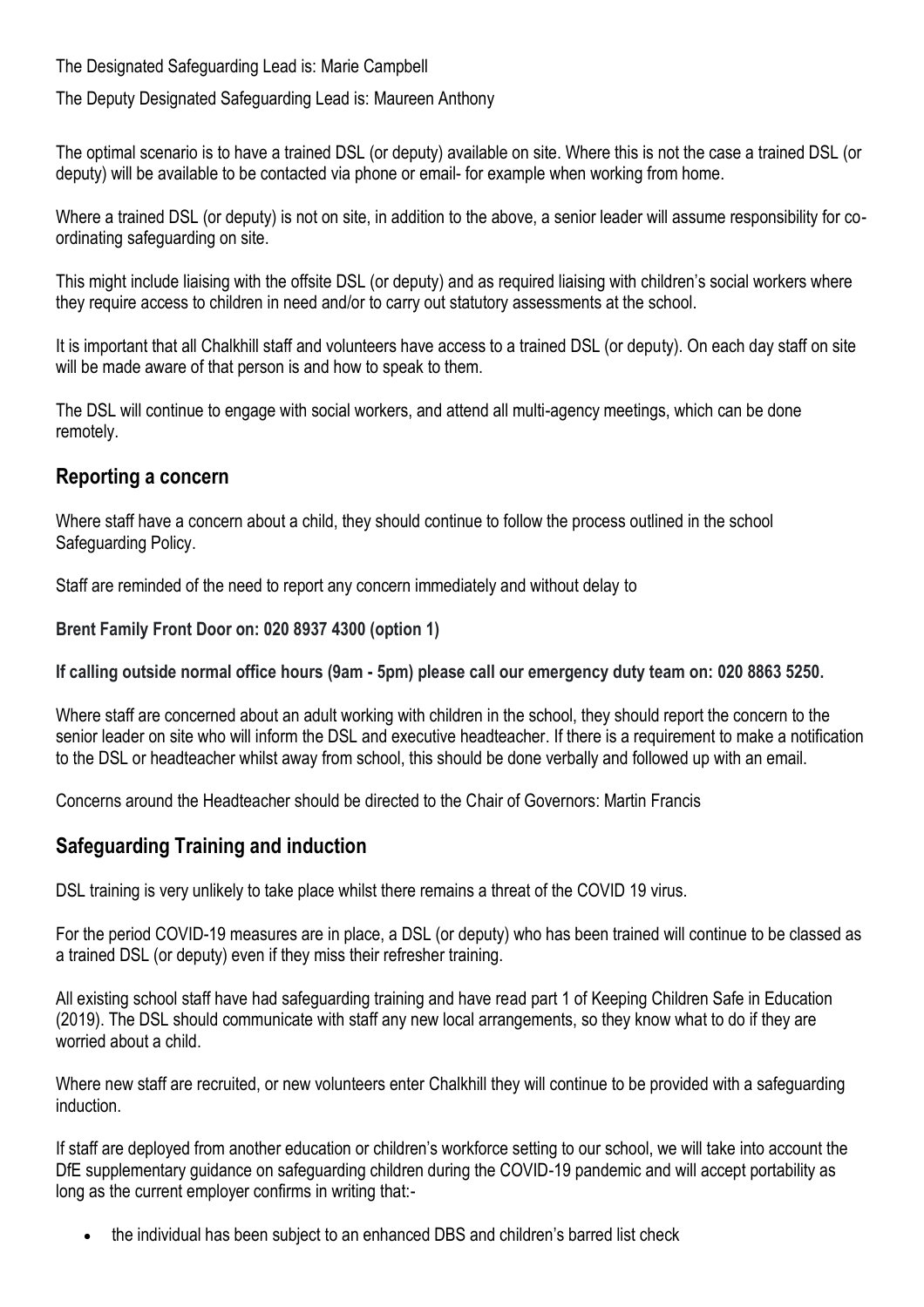The Designated Safeguarding Lead is: Marie Campbell

The Deputy Designated Safeguarding Lead is: Maureen Anthony

The optimal scenario is to have a trained DSL (or deputy) available on site. Where this is not the case a trained DSL (or deputy) will be available to be contacted via phone or email- for example when working from home.

Where a trained DSL (or deputy) is not on site, in addition to the above, a senior leader will assume responsibility for co-ordinating safeguarding on site.

This might include liaising with the offsite DSL (or deputy) and as required liaising with children's social workers where they require access to children in need and/or to carry out statutory assessments at the school.

It is important that all Chalkhill staff and volunteers have access to a trained DSL (or deputy). On each day staff on site will be made aware of that person is and how to speak to them.

The DSL will continue to engage with social workers, and attend all multi-agency meetings, which can be done remotely.

## Reporting a concern

Where staff have a concern about a child, they should continue to follow the process outlined in the school Safeguarding Policy.

Staff are reminded of the need to report any concern immediately and without delay to

**Brent Family Front Door on: 020 8937 4300 (option 1)**

**If calling outside normal office hours (9am - 5pm) please call our emergency duty team on: 020 8863 5250.**

Where staff are concerned about an adult working with children in the school, they should report the concern to the senior leader on site who will inform the DSL and executive headteacher. If there is a requirement to make a notification to the DSL or headteacher whilst away from school, this should be done verbally and followed up with an email.

Concerns around the Headteacher should be directed to the Chair of Governors: Martin Francis

## Safeguarding Training and induction

DSL training is very unlikely to take place whilst there remains a threat of the COVID 19 virus.

For the period COVID-19 measures are in place, a DSL (or deputy) who has been trained will continue to be classed as a trained DSL (or deputy) even if they miss their refresher training.

All existing school staff have had safeguarding training and have read part 1 of Keeping Children Safe in Education (2019). The DSL should communicate with staff any new local arrangements, so they know what to do if they are worried about a child.

Where new staff are recruited, or new volunteers enter Chalkhill they will continue to be provided with a safeguarding induction.

If staff are deployed from another education or children's workforce setting to our school, we will take into account the DfE supplementary guidance on safeguarding children during the COVID-19 pandemic and will accept portability as long as the current employer confirms in writing that:-

- the individual has been subject to an enhanced DBS and children's barred list check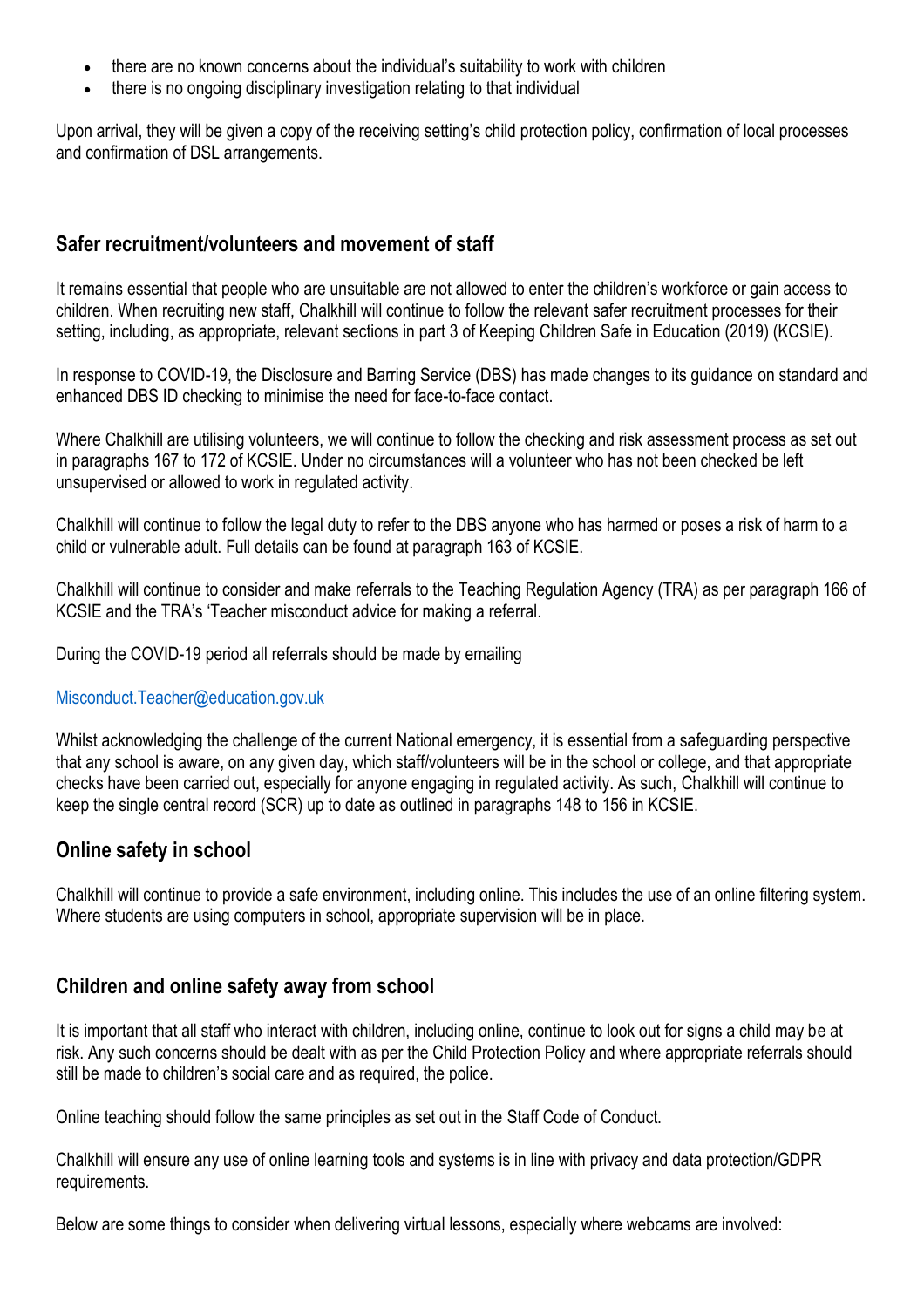- there are no known concerns about the individual's suitability to work with children
- there is no ongoing disciplinary investigation relating to that individual

Upon arrival, they will be given a copy of the receiving setting's child protection policy, confirmation of local processes and confirmation of DSL arrangements.

## Safer recruitment/volunteers and movement of staff

It remains essential that people who are unsuitable are not allowed to enter the children's workforce or gain access to children. When recruiting new staff, Chalkhill will continue to follow the relevant safer recruitment processes for their setting, including, as appropriate, relevant sections in part 3 of Keeping Children Safe in Education (2019) (KCSIE).

In response to COVID-19, the Disclosure and Barring Service (DBS) has made changes to its guidance on standard and enhanced DBS ID checking to minimise the need for face-to-face contact.

Where Chalkhill are utilising volunteers, we will continue to follow the checking and risk assessment process as set out in paragraphs 167 to 172 of KCSIE. Under no circumstances will a volunteer who has not been checked be left unsupervised or allowed to work in regulated activity.

Chalkhill will continue to follow the legal duty to refer to the DBS anyone who has harmed or poses a risk of harm to a child or vulnerable adult. Full details can be found at paragraph 163 of KCSIE.

Chalkhill will continue to consider and make referrals to the Teaching Regulation Agency (TRA) as per paragraph 166 of KCSIE and the TRA's 'Teacher misconduct advice for making a referral.

During the COVID-19 period all referrals should be made by emailing

Misconduct.Teacher@education.gov.uk

Whilst acknowledging the challenge of the current National emergency, it is essential from a safeguarding perspective that any school is aware, on any given day, which staff/volunteers will be in the school or college, and that appropriate checks have been carried out, especially for anyone engaging in regulated activity. As such, Chalkhill will continue to keep the single central record (SCR) up to date as outlined in paragraphs 148 to 156 in KCSIE.

## Online safety in school

Chalkhill will continue to provide a safe environment, including online. This includes the use of an online filtering system. Where students are using computers in school, appropriate supervision will be in place.

## Children and online safety away from school

It is important that all staff who interact with children, including online, continue to look out for signs a child may be at risk. Any such concerns should be dealt with as per the Child Protection Policy and where appropriate referrals should still be made to children's social care and as required, the police.

Online teaching should follow the same principles as set out in the Staff Code of Conduct.

Chalkhill will ensure any use of online learning tools and systems is in line with privacy and data protection/GDPR requirements.

Below are some things to consider when delivering virtual lessons, especially where webcams are involved: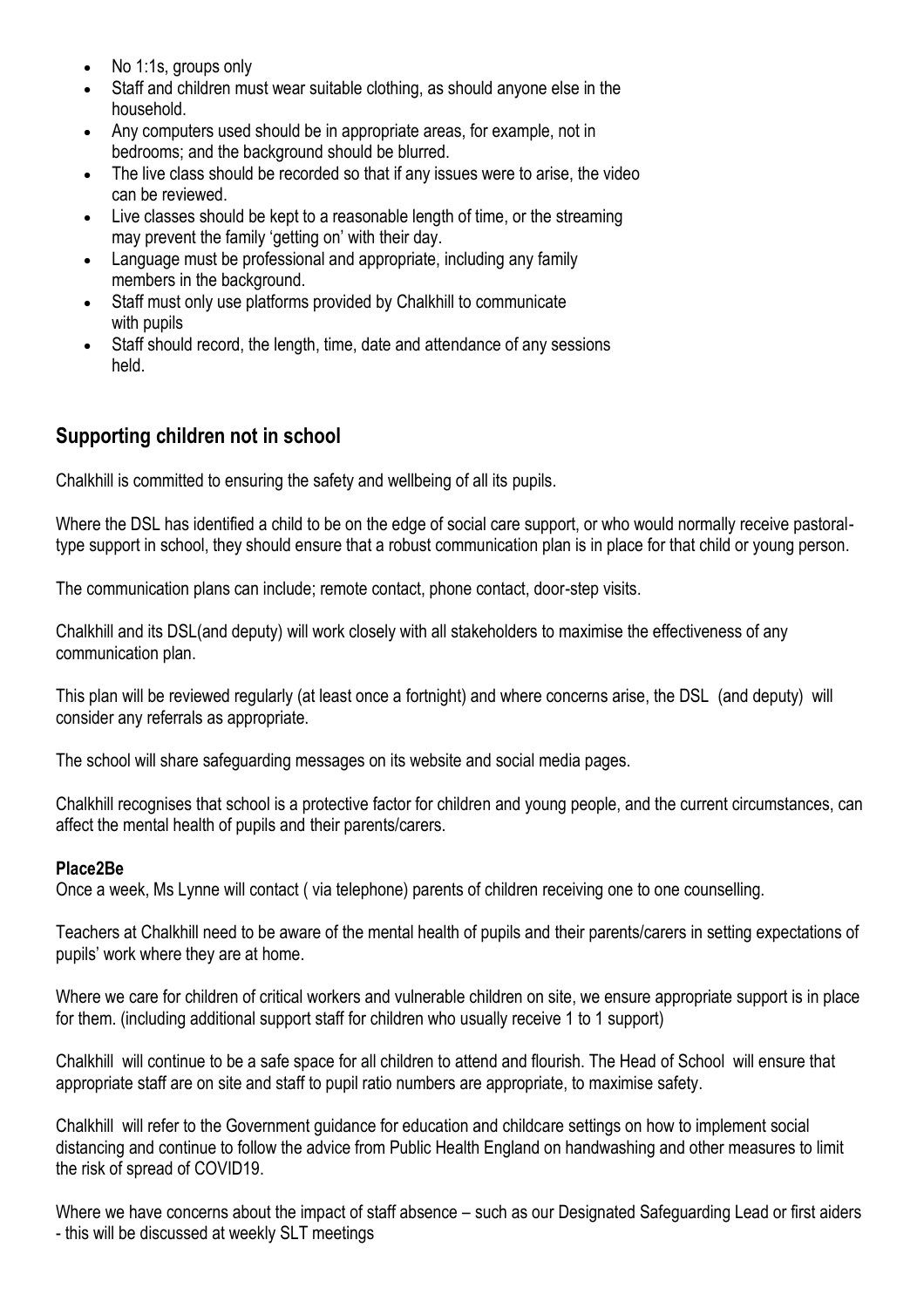- No 1:1s, groups only
- Staff and children must wear suitable clothing, as should anyone else in the household.
- Any computers used should be in appropriate areas, for example, not in bedrooms; and the background should be blurred.
- The live class should be recorded so that if any issues were to arise, the video can be reviewed.
- Live classes should be kept to a reasonable length of time, or the streaming may prevent the family 'getting on' with their day.
- Language must be professional and appropriate, including any family members in the background.
- Staff must only use platforms provided by Chalkhill to communicate with pupils
- Staff should record, the length, time, date and attendance of any sessions held.

## Supporting children not in school

Chalkhill is committed to ensuring the safety and wellbeing of all its pupils.

Where the DSL has identified a child to be on the edge of social care support, or who would normally receive pastoral-type support in school, they should ensure that a robust communication plan is in place for that child or young person.

The communication plans can include; remote contact, phone contact, door-step visits.

Chalkhill and its DSL(and deputy) will work closely with all stakeholders to maximise the effectiveness of any communication plan.

This plan will be reviewed regularly (at least once a fortnight) and where concerns arise, the DSL (and deputy) will consider any referrals as appropriate.

The school will share safeguarding messages on its website and social media pages.

Chalkhill recognises that school is a protective factor for children and young people, and the current circumstances, can affect the mental health of pupils and their parents/carers.

**Place2Be**

Once a week, Ms Lynne will contact ( via telephone) parents of children receiving one to one counselling.

Teachers at Chalkhill need to be aware of the mental health of pupils and their parents/carers in setting expectations of pupils' work where they are at home.

Where we care for children of critical workers and vulnerable children on site, we ensure appropriate support is in place for them. (including additional support staff for children who usually receive 1 to 1 support)

Chalkhill will continue to be a safe space for all children to attend and flourish. The Head of School will ensure that appropriate staff are on site and staff to pupil ratio numbers are appropriate, to maximise safety.

Chalkhill will refer to the Government guidance for education and childcare settings on how to implement social distancing and continue to follow the advice from Public Health England on handwashing and other measures to limit the risk of spread of COVID19.

Where we have concerns about the impact of staff absence – such as our Designated Safeguarding Lead or first aiders - this will be discussed at weekly SLT meetings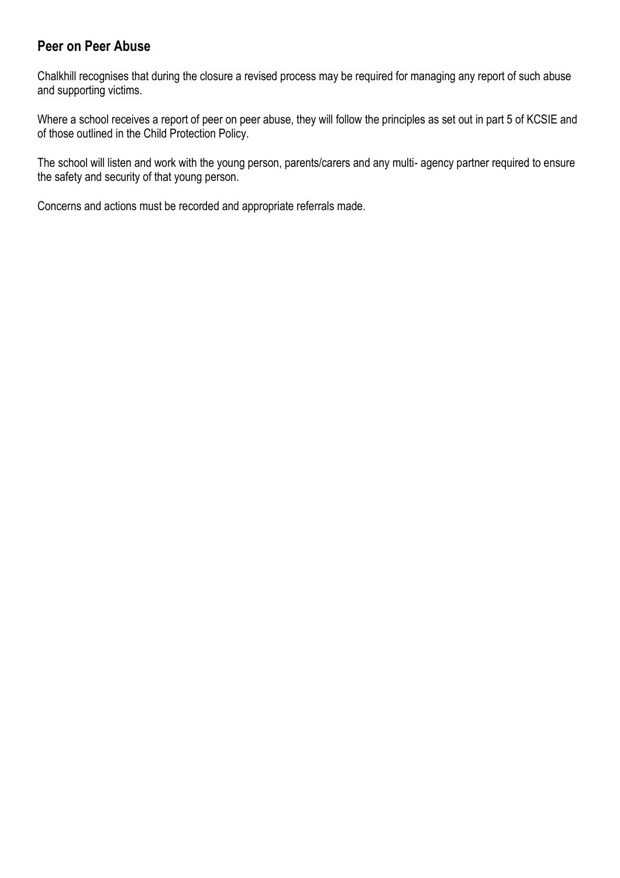## Peer on Peer Abuse

Chalkhill recognises that during the closure a revised process may be required for managing any report of such abuse and supporting victims.

Where a school receives a report of peer on peer abuse, they will follow the principles as set out in part 5 of KCSIE and of those outlined in the Child Protection Policy.

The school will listen and work with the young person, parents/carers and any multi- agency partner required to ensure the safety and security of that young person.

Concerns and actions must be recorded and appropriate referrals made.